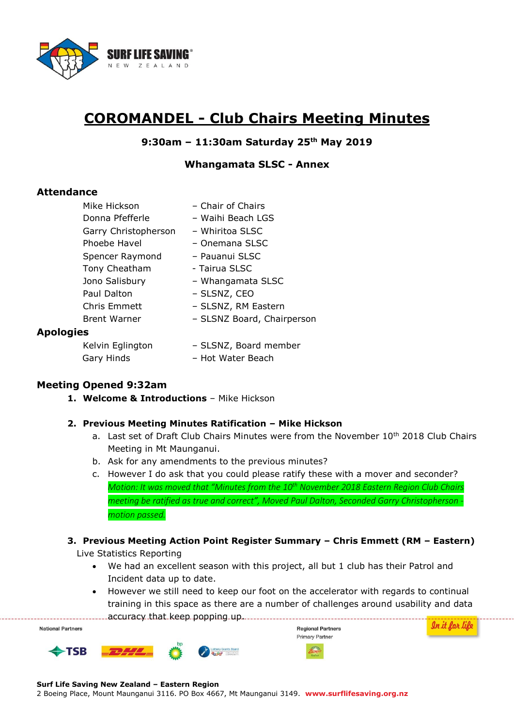# COROMANDEL - Club Chairs Meeting Minutes

**9:30am – 11:30am Saturday 25th May 2019**

**Whangamata SLSC - Annex**

## Attendance

| | |
|---|---|
| Mike Hickson | – Chair of Chairs |
| Donna Pfefferle | – Waihi Beach LGS |
| Garry Christopherson | – Whiritoa SLSC |
| Phoebe Havel | – Onemana SLSC |
| Spencer Raymond | – Pauanui SLSC |
| Tony Cheatham | - Tairua SLSC |
| Jono Salisbury | – Whangamata SLSC |
| Paul Dalton | – SLSNZ, CEO |
| Chris Emmett | – SLSNZ, RM Eastern |
| Brent Warner | – SLSNZ Board, Chairperson |

## Apologies

| | |
|---|---|
| Kelvin Eglington | – SLSNZ, Board member |
| Gary Hinds | – Hot Water Beach |

## Meeting Opened 9:32am

1. **Welcome & Introductions** – Mike Hickson

2. **Previous Meeting Minutes Ratification – Mike Hickson**
   a. Last set of Draft Club Chairs Minutes were from the November 10th 2018 Club Chairs Meeting in Mt Maunganui.
   b. Ask for any amendments to the previous minutes?
   c. However I do ask that you could please ratify these with a mover and seconder?
      *Motion: It was moved that "Minutes from the 10th November 2018 Eastern Region Club Chairs meeting be ratified as true and correct", Moved Paul Dalton, Seconded Garry Christopherson - motion passed.*

3. **Previous Meeting Action Point Register Summary – Chris Emmett (RM – Eastern)**
   Live Statistics Reporting
   - We had an excellent season with this project, all but 1 club has their Patrol and Incident data up to date.
   - However we still need to keep our foot on the accelerator with regards to continual training in this space as there are a number of challenges around usability and data accuracy that keep popping up.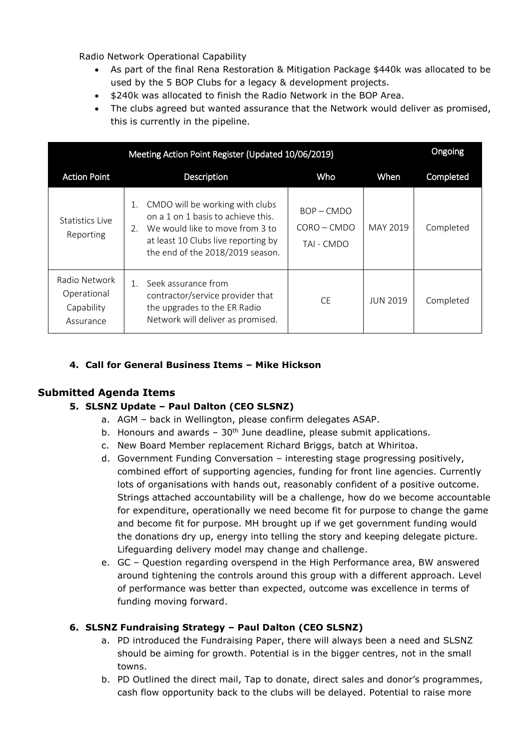Radio Network Operational Capability

- As part of the final Rena Restoration & Mitigation Package $440k was allocated to be used by the 5 BOP Clubs for a legacy & development projects.
- $240k was allocated to finish the Radio Network in the BOP Area.
- The clubs agreed but wanted assurance that the Network would deliver as promised, this is currently in the pipeline.

| Meeting Action Point Register (Updated 10/06/2019) | | | | Ongoing |
|---|---|---|---|---|
| **Action Point** | **Description** | **Who** | **When** | **Completed** |
| Statistics Live Reporting | 1. CMDO will be working with clubs on a 1 on 1 basis to achieve this.<br>2. We would like to move from 3 to at least 10 Clubs live reporting by the end of the 2018/2019 season. | BOP – CMDO<br>CORO – CMDO<br>TAI - CMDO | MAY 2019 | Completed |
| Radio Network Operational Capability Assurance | 1. Seek assurance from contractor/service provider that the upgrades to the ER Radio Network will deliver as promised. | CE | JUN 2019 | Completed |

### 4. Call for General Business Items – Mike Hickson

## Submitted Agenda Items

### 5. SLSNZ Update – Paul Dalton (CEO SLSNZ)

a. AGM – back in Wellington, please confirm delegates ASAP.
b. Honours and awards – 30th June deadline, please submit applications.
c. New Board Member replacement Richard Briggs, batch at Whiritoa.
d. Government Funding Conversation – interesting stage progressing positively, combined effort of supporting agencies, funding for front line agencies. Currently lots of organisations with hands out, reasonably confident of a positive outcome. Strings attached accountability will be a challenge, how do we become accountable for expenditure, operationally we need become fit for purpose to change the game and become fit for purpose. MH brought up if we get government funding would the donations dry up, energy into telling the story and keeping delegate picture. Lifeguarding delivery model may change and challenge.
e. GC – Question regarding overspend in the High Performance area, BW answered around tightening the controls around this group with a different approach. Level of performance was better than expected, outcome was excellence in terms of funding moving forward.

### 6. SLSNZ Fundraising Strategy – Paul Dalton (CEO SLSNZ)

a. PD introduced the Fundraising Paper, there will always been a need and SLSNZ should be aiming for growth. Potential is in the bigger centres, not in the small towns.
b. PD Outlined the direct mail, Tap to donate, direct sales and donor's programmes, cash flow opportunity back to the clubs will be delayed. Potential to raise more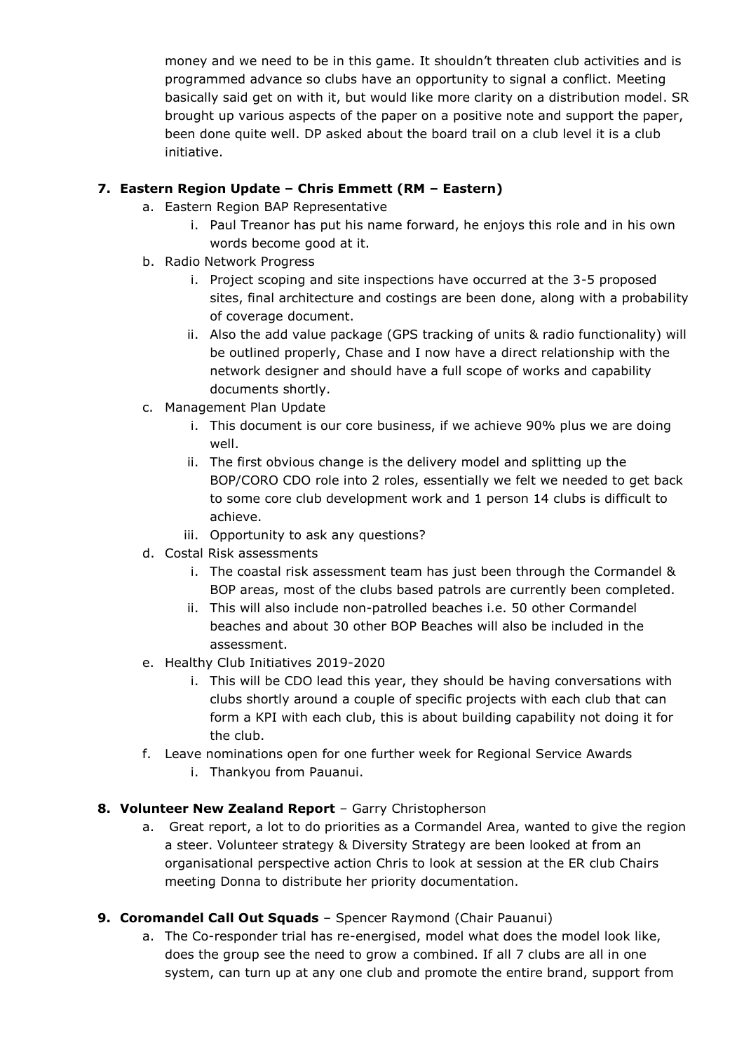money and we need to be in this game. It shouldn't threaten club activities and is programmed advance so clubs have an opportunity to signal a conflict. Meeting basically said get on with it, but would like more clarity on a distribution model. SR brought up various aspects of the paper on a positive note and support the paper, been done quite well. DP asked about the board trail on a club level it is a club initiative.

**7. Eastern Region Update – Chris Emmett (RM – Eastern)**

a. Eastern Region BAP Representative
   i. Paul Treanor has put his name forward, he enjoys this role and in his own words become good at it.
b. Radio Network Progress
   i. Project scoping and site inspections have occurred at the 3-5 proposed sites, final architecture and costings are been done, along with a probability of coverage document.
   ii. Also the add value package (GPS tracking of units & radio functionality) will be outlined properly, Chase and I now have a direct relationship with the network designer and should have a full scope of works and capability documents shortly.
c. Management Plan Update
   i. This document is our core business, if we achieve 90% plus we are doing well.
   ii. The first obvious change is the delivery model and splitting up the BOP/CORO CDO role into 2 roles, essentially we felt we needed to get back to some core club development work and 1 person 14 clubs is difficult to achieve.
   iii. Opportunity to ask any questions?
d. Costal Risk assessments
   i. The coastal risk assessment team has just been through the Cormandel & BOP areas, most of the clubs based patrols are currently been completed.
   ii. This will also include non-patrolled beaches i.e. 50 other Cormandel beaches and about 30 other BOP Beaches will also be included in the assessment.
e. Healthy Club Initiatives 2019-2020
   i. This will be CDO lead this year, they should be having conversations with clubs shortly around a couple of specific projects with each club that can form a KPI with each club, this is about building capability not doing it for the club.
f. Leave nominations open for one further week for Regional Service Awards
   i. Thankyou from Pauanui.

**8. Volunteer New Zealand Report** – Garry Christopherson

a. Great report, a lot to do priorities as a Cormandel Area, wanted to give the region a steer. Volunteer strategy & Diversity Strategy are been looked at from an organisational perspective action Chris to look at session at the ER club Chairs meeting Donna to distribute her priority documentation.

**9. Coromandel Call Out Squads** – Spencer Raymond (Chair Pauanui)

a. The Co-responder trial has re-energised, model what does the model look like, does the group see the need to grow a combined. If all 7 clubs are all in one system, can turn up at any one club and promote the entire brand, support from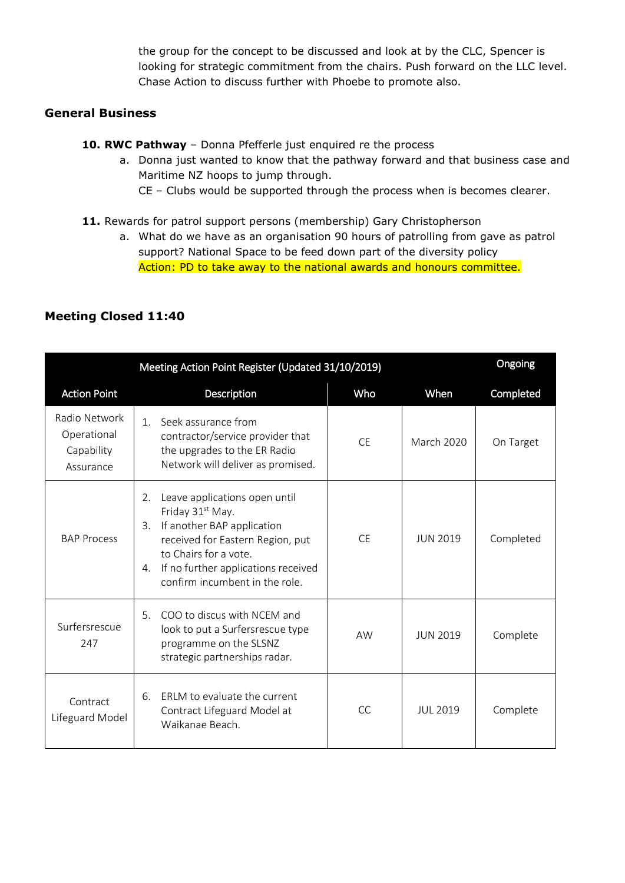the group for the concept to be discussed and look at by the CLC, Spencer is looking for strategic commitment from the chairs. Push forward on the LLC level. Chase Action to discuss further with Phoebe to promote also.

### General Business

**10. RWC Pathway** – Donna Pfefferle just enquired re the process

a. Donna just wanted to know that the pathway forward and that business case and Maritime NZ hoops to jump through.
   CE – Clubs would be supported through the process when is becomes clearer.

**11.** Rewards for patrol support persons (membership) Gary Christopherson

a. What do we have as an organisation 90 hours of patrolling from gave as patrol support? National Space to be feed down part of the diversity policy
   Action: PD to take away to the national awards and honours committee.

### Meeting Closed 11:40

| Meeting Action Point Register (Updated 31/10/2019) | | | | Ongoing |
|---|---|---|---|---|
| **Action Point** | **Description** | **Who** | **When** | **Completed** |
| Radio Network Operational Capability Assurance | 1. Seek assurance from contractor/service provider that the upgrades to the ER Radio Network will deliver as promised. | CE | March 2020 | On Target |
| BAP Process | 2. Leave applications open until Friday 31st May.<br>3. If another BAP application received for Eastern Region, put to Chairs for a vote.<br>4. If no further applications received confirm incumbent in the role. | CE | JUN 2019 | Completed |
| Surfersrescue 247 | 5. COO to discus with NCEM and look to put a Surfersrescue type programme on the SLSNZ strategic partnerships radar. | AW | JUN 2019 | Complete |
| Contract Lifeguard Model | 6. ERLM to evaluate the current Contract Lifeguard Model at Waikanae Beach. | CC | JUL 2019 | Complete |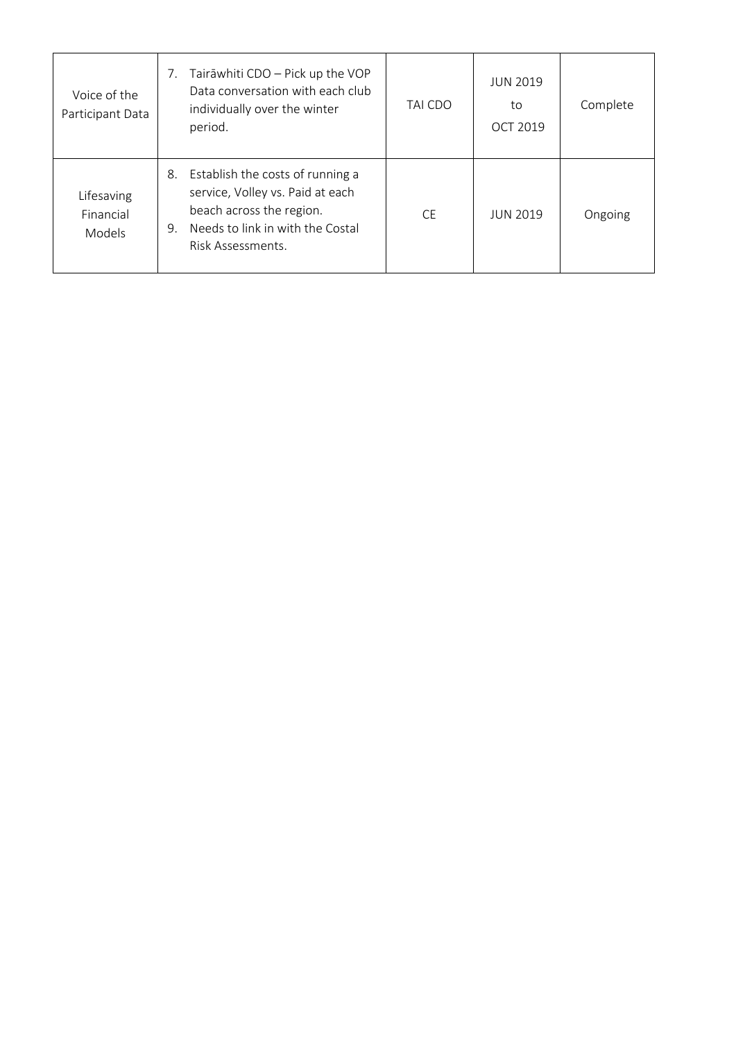| | | | | |
|---|---|---|---|---|
| Voice of the Participant Data | 7. Tairāwhiti CDO – Pick up the VOP Data conversation with each club individually over the winter period. | TAI CDO | JUN 2019 to OCT 2019 | Complete |
| Lifesaving Financial Models | 8. Establish the costs of running a service, Volley vs. Paid at each beach across the region.<br>9. Needs to link in with the Costal Risk Assessments. | CE | JUN 2019 | Ongoing |